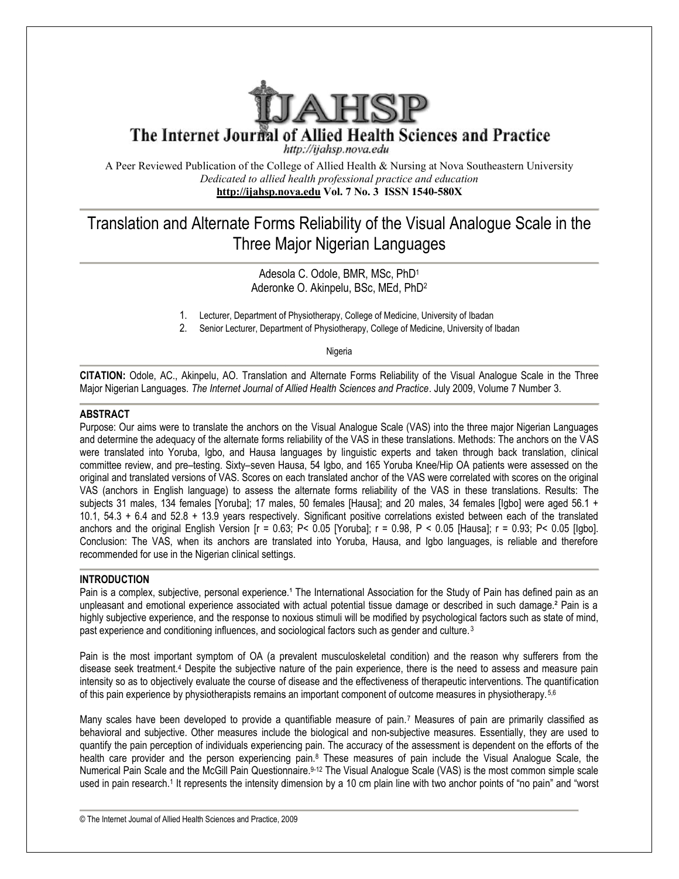# The Internet Journal of Allied Health Sciences and Practice

http://ijahsp.nova.edu

A Peer Reviewed Publication of the College of Allied Health & Nursing at Nova Southeastern University
*Dedicated to allied health professional practice and education*
**http://ijahsp.nova.edu Vol. 7 No. 3 ISSN 1540-580X**

## Translation and Alternate Forms Reliability of the Visual Analogue Scale in the Three Major Nigerian Languages

Adesola C. Odole, BMR, MSc, PhD[1]
Aderonke O. Akinpelu, BSc, MEd, PhD[2]

1. Lecturer, Department of Physiotherapy, College of Medicine, University of Ibadan
2. Senior Lecturer, Department of Physiotherapy, College of Medicine, University of Ibadan

Nigeria

**CITATION:** Odole, AC., Akinpelu, AO. Translation and Alternate Forms Reliability of the Visual Analogue Scale in the Three Major Nigerian Languages. *The Internet Journal of Allied Health Sciences and Practice*. July 2009, Volume 7 Number 3.

### ABSTRACT

Purpose: Our aims were to translate the anchors on the Visual Analogue Scale (VAS) into the three major Nigerian Languages and determine the adequacy of the alternate forms reliability of the VAS in these translations. Methods: The anchors on the VAS were translated into Yoruba, Igbo, and Hausa languages by linguistic experts and taken through back translation, clinical committee review, and pre–testing. Sixty–seven Hausa, 54 Igbo, and 165 Yoruba Knee/Hip OA patients were assessed on the original and translated versions of VAS. Scores on each translated anchor of the VAS were correlated with scores on the original VAS (anchors in English language) to assess the alternate forms reliability of the VAS in these translations. Results: The subjects 31 males, 134 females [Yoruba]; 17 males, 50 females [Hausa]; and 20 males, 34 females [Igbo] were aged 56.1 + 10.1, 54.3 + 6.4 and 52.8 + 13.9 years respectively. Significant positive correlations existed between each of the translated anchors and the original English Version [$r = 0.63$; $P < 0.05$ [Yoruba]; $r = 0.98$, $P < 0.05$ [Hausa]; $r = 0.93$; $P < 0.05$ [Igbo]. Conclusion: The VAS, when its anchors are translated into Yoruba, Hausa, and Igbo languages, is reliable and therefore recommended for use in the Nigerian clinical settings.

### INTRODUCTION

Pain is a complex, subjective, personal experience.[1] The International Association for the Study of Pain has defined pain as an unpleasant and emotional experience associated with actual potential tissue damage or described in such damage.[2] Pain is a highly subjective experience, and the response to noxious stimuli will be modified by psychological factors such as state of mind, past experience and conditioning influences, and sociological factors such as gender and culture.[3]

Pain is the most important symptom of OA (a prevalent musculoskeletal condition) and the reason why sufferers from the disease seek treatment.[4] Despite the subjective nature of the pain experience, there is the need to assess and measure pain intensity so as to objectively evaluate the course of disease and the effectiveness of therapeutic interventions. The quantification of this pain experience by physiotherapists remains an important component of outcome measures in physiotherapy.[5,6]

Many scales have been developed to provide a quantifiable measure of pain.[7] Measures of pain are primarily classified as behavioral and subjective. Other measures include the biological and non-subjective measures. Essentially, they are used to quantify the pain perception of individuals experiencing pain. The accuracy of the assessment is dependent on the efforts of the health care provider and the person experiencing pain.[8] These measures of pain include the Visual Analogue Scale, the Numerical Pain Scale and the McGill Pain Questionnaire.[9-12] The Visual Analogue Scale (VAS) is the most common simple scale used in pain research.[1] It represents the intensity dimension by a 10 cm plain line with two anchor points of "no pain" and "worst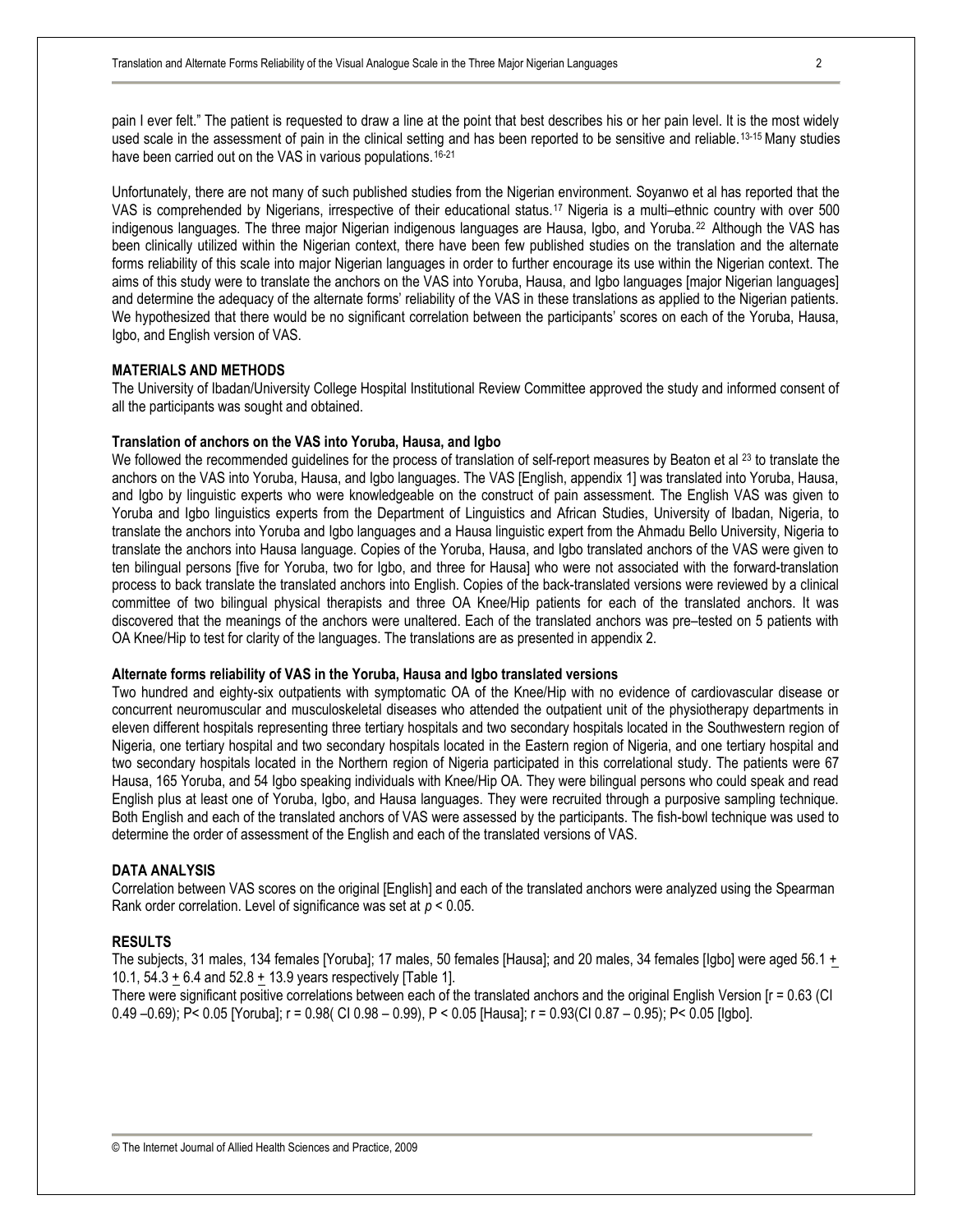pain I ever felt." The patient is requested to draw a line at the point that best describes his or her pain level. It is the most widely used scale in the assessment of pain in the clinical setting and has been reported to be sensitive and reliable.[13-15] Many studies have been carried out on the VAS in various populations.[16-21]

Unfortunately, there are not many of such published studies from the Nigerian environment. Soyanwo et al has reported that the VAS is comprehended by Nigerians, irrespective of their educational status.[17] Nigeria is a multi–ethnic country with over 500 indigenous languages. The three major Nigerian indigenous languages are Hausa, Igbo, and Yoruba.[22] Although the VAS has been clinically utilized within the Nigerian context, there have been few published studies on the translation and the alternate forms reliability of this scale into major Nigerian languages in order to further encourage its use within the Nigerian context. The aims of this study were to translate the anchors on the VAS into Yoruba, Hausa, and Igbo languages [major Nigerian languages] and determine the adequacy of the alternate forms' reliability of the VAS in these translations as applied to the Nigerian patients. We hypothesized that there would be no significant correlation between the participants' scores on each of the Yoruba, Hausa, Igbo, and English version of VAS.

## MATERIALS AND METHODS

The University of Ibadan/University College Hospital Institutional Review Committee approved the study and informed consent of all the participants was sought and obtained.

### Translation of anchors on the VAS into Yoruba, Hausa, and Igbo

We followed the recommended guidelines for the process of translation of self-report measures by Beaton et al [23] to translate the anchors on the VAS into Yoruba, Hausa, and Igbo languages. The VAS [English, appendix 1] was translated into Yoruba, Hausa, and Igbo by linguistic experts who were knowledgeable on the construct of pain assessment. The English VAS was given to Yoruba and Igbo linguistics experts from the Department of Linguistics and African Studies, University of Ibadan, Nigeria, to translate the anchors into Yoruba and Igbo languages and a Hausa linguistic expert from the Ahmadu Bello University, Nigeria to translate the anchors into Hausa language. Copies of the Yoruba, Hausa, and Igbo translated anchors of the VAS were given to ten bilingual persons [five for Yoruba, two for Igbo, and three for Hausa] who were not associated with the forward-translation process to back translate the translated anchors into English. Copies of the back-translated versions were reviewed by a clinical committee of two bilingual physical therapists and three OA Knee/Hip patients for each of the translated anchors. It was discovered that the meanings of the anchors were unaltered. Each of the translated anchors was pre–tested on 5 patients with OA Knee/Hip to test for clarity of the languages. The translations are as presented in appendix 2.

### Alternate forms reliability of VAS in the Yoruba, Hausa and Igbo translated versions

Two hundred and eighty-six outpatients with symptomatic OA of the Knee/Hip with no evidence of cardiovascular disease or concurrent neuromuscular and musculoskeletal diseases who attended the outpatient unit of the physiotherapy departments in eleven different hospitals representing three tertiary hospitals and two secondary hospitals located in the Southwestern region of Nigeria, one tertiary hospital and two secondary hospitals located in the Eastern region of Nigeria, and one tertiary hospital and two secondary hospitals located in the Northern region of Nigeria participated in this correlational study. The patients were 67 Hausa, 165 Yoruba, and 54 Igbo speaking individuals with Knee/Hip OA. They were bilingual persons who could speak and read English plus at least one of Yoruba, Igbo, and Hausa languages. They were recruited through a purposive sampling technique. Both English and each of the translated anchors of VAS were assessed by the participants. The fish-bowl technique was used to determine the order of assessment of the English and each of the translated versions of VAS.

## DATA ANALYSIS

Correlation between VAS scores on the original [English] and each of the translated anchors were analyzed using the Spearman Rank order correlation. Level of significance was set at $p < 0.05$.

## RESULTS

The subjects, 31 males, 134 females [Yoruba]; 17 males, 50 females [Hausa]; and 20 males, 34 females [Igbo] were aged 56.1 $\pm$ 10.1, 54.3 $\pm$ 6.4 and 52.8 $\pm$ 13.9 years respectively [Table 1].

There were significant positive correlations between each of the translated anchors and the original English Version [$r = 0.63$ (CI 0.49 –0.69); $P < 0.05$ [Yoruba]; $r = 0.98$ ( CI 0.98 – 0.99), $P < 0.05$ [Hausa]; $r = 0.93$(CI 0.87 – 0.95); $P < 0.05$ [Igbo].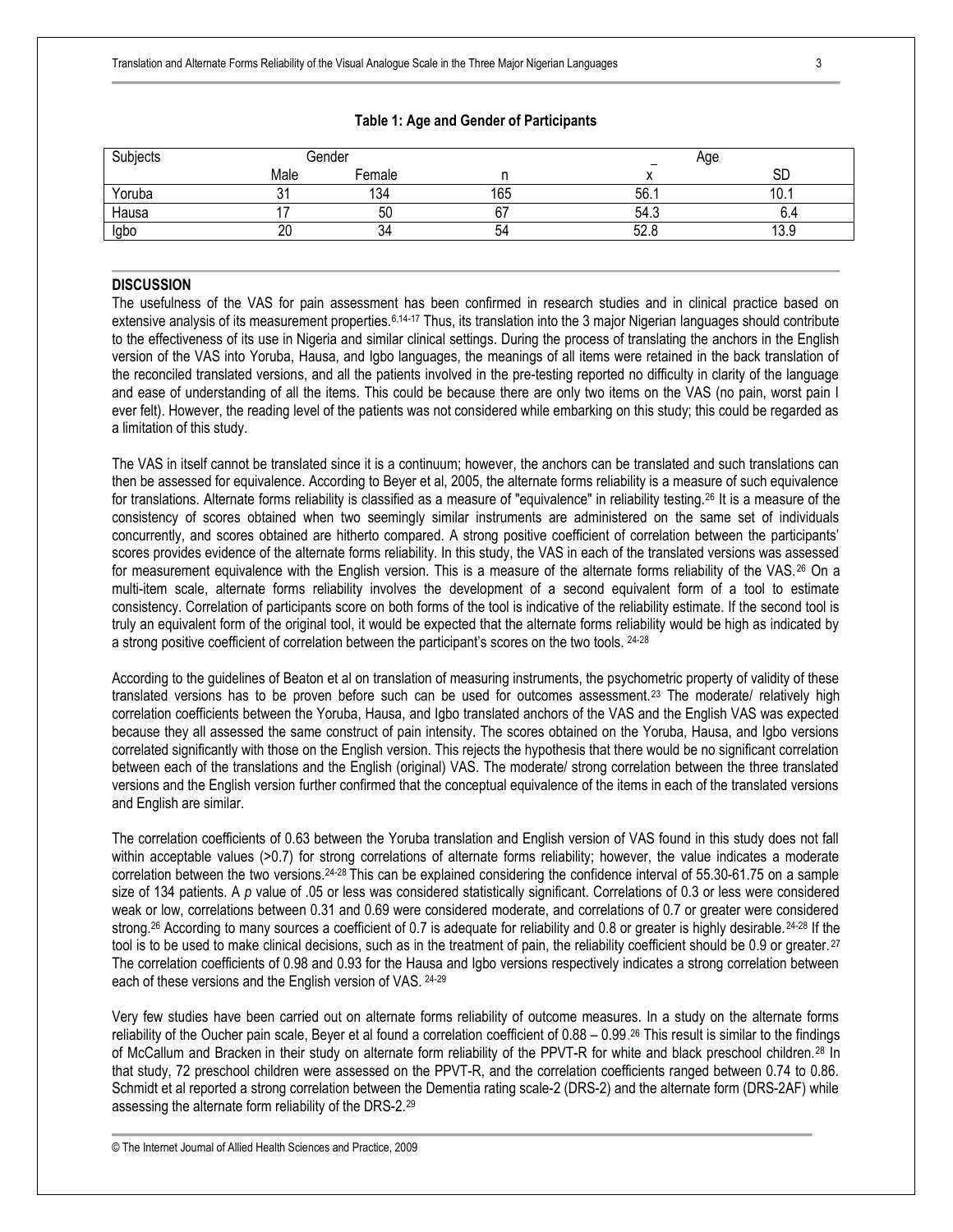**Table 1: Age and Gender of Participants**

| Subjects | Gender | | | Age | |
|---|---|---|---|---|---|
| | Male | Female | n | $\bar{x}$ | SD |
| Yoruba | 31 | 134 | 165 | 56.1 | 10.1 |
| Hausa | 17 | 50 | 67 | 54.3 | 6.4 |
| Igbo | 20 | 34 | 54 | 52.8 | 13.9 |

## DISCUSSION

The usefulness of the VAS for pain assessment has been confirmed in research studies and in clinical practice based on extensive analysis of its measurement properties.[6,14-17] Thus, its translation into the 3 major Nigerian languages should contribute to the effectiveness of its use in Nigeria and similar clinical settings. During the process of translating the anchors in the English version of the VAS into Yoruba, Hausa, and Igbo languages, the meanings of all items were retained in the back translation of the reconciled translated versions, and all the patients involved in the pre-testing reported no difficulty in clarity of the language and ease of understanding of all the items. This could be because there are only two items on the VAS (no pain, worst pain I ever felt). However, the reading level of the patients was not considered while embarking on this study; this could be regarded as a limitation of this study.

The VAS in itself cannot be translated since it is a continuum; however, the anchors can be translated and such translations can then be assessed for equivalence. According to Beyer et al, 2005, the alternate forms reliability is a measure of such equivalence for translations. Alternate forms reliability is classified as a measure of "equivalence" in reliability testing.[26] It is a measure of the consistency of scores obtained when two seemingly similar instruments are administered on the same set of individuals concurrently, and scores obtained are hitherto compared. A strong positive coefficient of correlation between the participants' scores provides evidence of the alternate forms reliability. In this study, the VAS in each of the translated versions was assessed for measurement equivalence with the English version. This is a measure of the alternate forms reliability of the VAS.[26] On a multi-item scale, alternate forms reliability involves the development of a second equivalent form of a tool to estimate consistency. Correlation of participants score on both forms of the tool is indicative of the reliability estimate. If the second tool is truly an equivalent form of the original tool, it would be expected that the alternate forms reliability would be high as indicated by a strong positive coefficient of correlation between the participant's scores on the two tools. [24-28]

According to the guidelines of Beaton et al on translation of measuring instruments, the psychometric property of validity of these translated versions has to be proven before such can be used for outcomes assessment.[23] The moderate/ relatively high correlation coefficients between the Yoruba, Hausa, and Igbo translated anchors of the VAS and the English VAS was expected because they all assessed the same construct of pain intensity. The scores obtained on the Yoruba, Hausa, and Igbo versions correlated significantly with those on the English version. This rejects the hypothesis that there would be no significant correlation between each of the translations and the English (original) VAS. The moderate/ strong correlation between the three translated versions and the English version further confirmed that the conceptual equivalence of the items in each of the translated versions and English are similar.

The correlation coefficients of 0.63 between the Yoruba translation and English version of VAS found in this study does not fall within acceptable values (>0.7) for strong correlations of alternate forms reliability; however, the value indicates a moderate correlation between the two versions.[24-28] This can be explained considering the confidence interval of 55.30-61.75 on a sample size of 134 patients. A *p* value of .05 or less was considered statistically significant. Correlations of 0.3 or less were considered weak or low, correlations between 0.31 and 0.69 were considered moderate, and correlations of 0.7 or greater were considered strong.[26] According to many sources a coefficient of 0.7 is adequate for reliability and 0.8 or greater is highly desirable.[24-28] If the tool is to be used to make clinical decisions, such as in the treatment of pain, the reliability coefficient should be 0.9 or greater.[27] The correlation coefficients of 0.98 and 0.93 for the Hausa and Igbo versions respectively indicates a strong correlation between each of these versions and the English version of VAS. [24-29]

Very few studies have been carried out on alternate forms reliability of outcome measures. In a study on the alternate forms reliability of the Oucher pain scale, Beyer et al found a correlation coefficient of 0.88 – 0.99.[26] This result is similar to the findings of McCallum and Bracken in their study on alternate form reliability of the PPVT-R for white and black preschool children.[28] In that study, 72 preschool children were assessed on the PPVT-R, and the correlation coefficients ranged between 0.74 to 0.86. Schmidt et al reported a strong correlation between the Dementia rating scale-2 (DRS-2) and the alternate form (DRS-2AF) while assessing the alternate form reliability of the DRS-2.[29]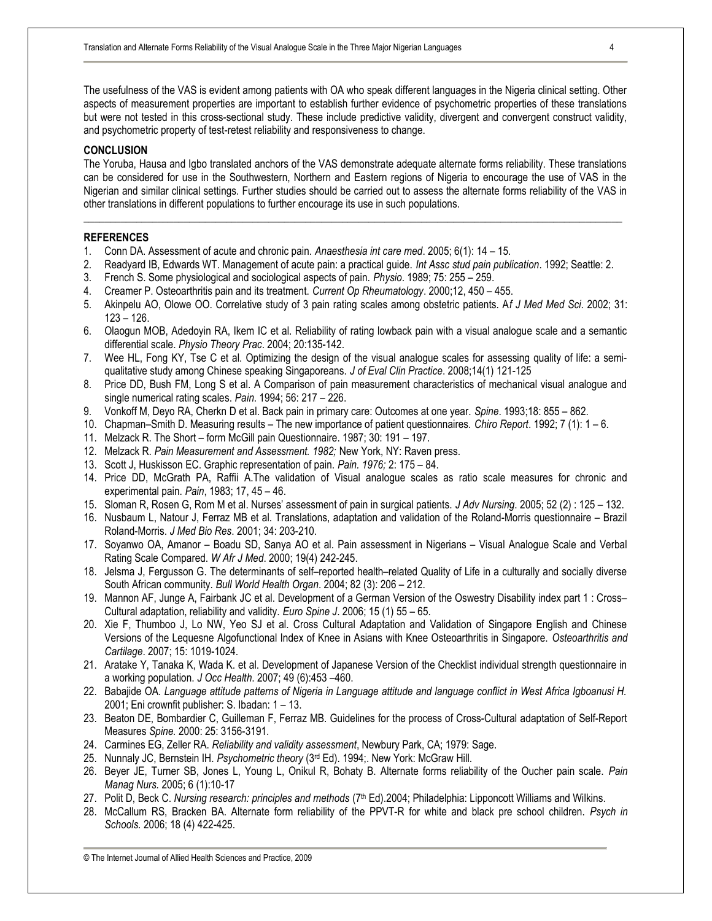The usefulness of the VAS is evident among patients with OA who speak different languages in the Nigeria clinical setting. Other aspects of measurement properties are important to establish further evidence of psychometric properties of these translations but were not tested in this cross-sectional study. These include predictive validity, divergent and convergent construct validity, and psychometric property of test-retest reliability and responsiveness to change.

## CONCLUSION

The Yoruba, Hausa and Igbo translated anchors of the VAS demonstrate adequate alternate forms reliability. These translations can be considered for use in the Southwestern, Northern and Eastern regions of Nigeria to encourage the use of VAS in the Nigerian and similar clinical settings. Further studies should be carried out to assess the alternate forms reliability of the VAS in other translations in different populations to further encourage its use in such populations.

---

## REFERENCES

1. Conn DA. Assessment of acute and chronic pain. *Anaesthesia int care med*. 2005; 6(1): 14 – 15.
2. Readyard IB, Edwards WT. Management of acute pain: a practical guide. *Int Assc stud pain publication*. 1992; Seattle: 2.
3. French S. Some physiological and sociological aspects of pain. *Physio*. 1989; 75: 255 – 259.
4. Creamer P. Osteoarthritis pain and its treatment. *Current Op Rheumatology*. 2000;12, 450 – 455.
5. Akinpelu AO, Olowe OO. Correlative study of 3 pain rating scales among obstetric patients. A*f J Med Med Sci*. 2002; 31: 123 – 126.
6. Olaogun MOB, Adedoyin RA, Ikem IC et al. Reliability of rating lowback pain with a visual analogue scale and a semantic differential scale. *Physio Theory Prac*. 2004; 20:135-142.
7. Wee HL, Fong KY, Tse C et al. Optimizing the design of the visual analogue scales for assessing quality of life: a semi-qualitative study among Chinese speaking Singaporeans. *J of Eval Clin Practice*. 2008;14(1) 121-125
8. Price DD, Bush FM, Long S et al. A Comparison of pain measurement characteristics of mechanical visual analogue and single numerical rating scales. *Pain*. 1994; 56: 217 – 226.
9. Vonkoff M, Deyo RA, Cherkn D et al. Back pain in primary care: Outcomes at one year. *Spine*. 1993;18: 855 – 862.
10. Chapman–Smith D. Measuring results – The new importance of patient questionnaires. *Chiro Report*. 1992; 7 (1): 1 – 6.
11. Melzack R. The Short – form McGill pain Questionnaire. 1987; 30: 191 – 197.
12. Melzack R. *Pain Measurement and Assessment. 1982;* New York, NY: Raven press.
13. Scott J, Huskisson EC. Graphic representation of pain. *Pain. 1976;* 2: 175 – 84.
14. Price DD, McGrath PA, Raffii A.The validation of Visual analogue scales as ratio scale measures for chronic and experimental pain. *Pain*, 1983; 17, 45 – 46.
15. Sloman R, Rosen G, Rom M et al. Nurses' assessment of pain in surgical patients. *J Adv Nursing*. 2005; 52 (2) : 125 – 132.
16. Nusbaum L, Natour J, Ferraz MB et al. Translations, adaptation and validation of the Roland-Morris questionnaire – Brazil Roland-Morris. *J Med Bio Res*. 2001; 34: 203-210.
17. Soyanwo OA, Amanor – Boadu SD, Sanya AO et al. Pain assessment in Nigerians – Visual Analogue Scale and Verbal Rating Scale Compared. *W Afr J Med*. 2000; 19(4) 242-245.
18. Jelsma J, Fergusson G. The determinants of self–reported health–related Quality of Life in a culturally and socially diverse South African community. *Bull World Health Organ*. 2004; 82 (3): 206 – 212.
19. Mannon AF, Junge A, Fairbank JC et al. Development of a German Version of the Oswestry Disability index part 1 : Cross–Cultural adaptation, reliability and validity. *Euro Spine J*. 2006; 15 (1) 55 – 65.
20. Xie F, Thumboo J, Lo NW, Yeo SJ et al. Cross Cultural Adaptation and Validation of Singapore English and Chinese Versions of the Lequesne Algofunctional Index of Knee in Asians with Knee Osteoarthritis in Singapore. *Osteoarthritis and Cartilage*. 2007; 15: 1019-1024.
21. Aratake Y, Tanaka K, Wada K. et al. Development of Japanese Version of the Checklist individual strength questionnaire in a working population. *J Occ Health*. 2007; 49 (6):453 –460.
22. Babajide OA. *Language attitude patterns of Nigeria in Language attitude and language conflict in West Africa Igboanusi H.* 2001; Eni crownfit publisher: S. Ibadan: 1 – 13.
23. Beaton DE, Bombardier C, Guilleman F, Ferraz MB. Guidelines for the process of Cross-Cultural adaptation of Self-Report Measures *Spine.* 2000: 25: 3156-3191.
24. Carmines EG, Zeller RA. *Reliability and validity assessment*, Newbury Park, CA; 1979: Sage.
25. Nunnaly JC, Bernstein IH. *Psychometric theory* (3rd Ed). 1994;. New York: McGraw Hill.
26. Beyer JE, Turner SB, Jones L, Young L, Onikul R, Bohaty B. Alternate forms reliability of the Oucher pain scale. *Pain Manag Nurs.* 2005; 6 (1):10-17
27. Polit D, Beck C. *Nursing research: principles and methods* (7th Ed).2004; Philadelphia: Lipponcott Williams and Wilkins.
28. McCallum RS, Bracken BA. Alternate form reliability of the PPVT-R for white and black pre school children. *Psych in Schools.* 2006; 18 (4) 422-425.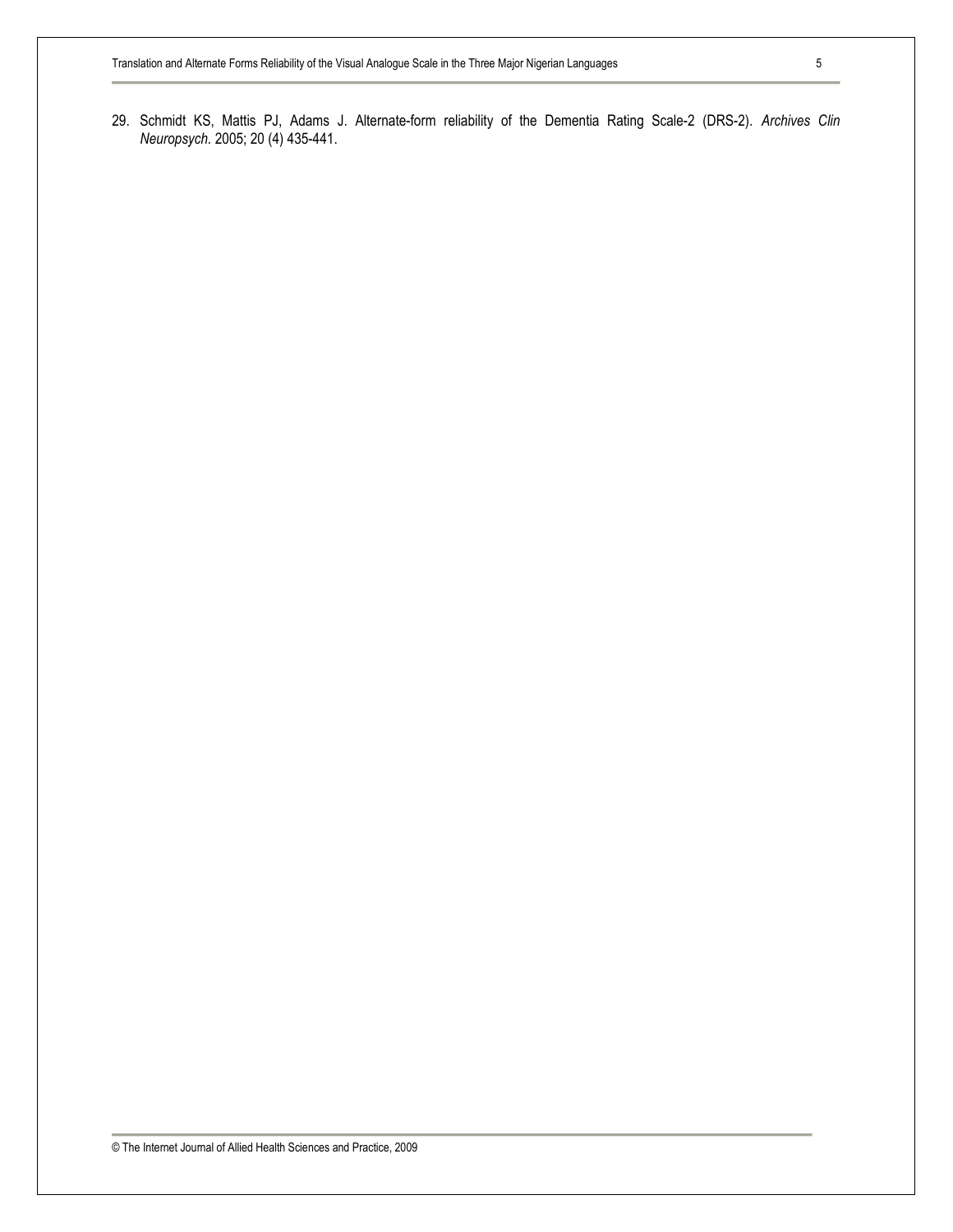29. Schmidt KS, Mattis PJ, Adams J. Alternate-form reliability of the Dementia Rating Scale-2 (DRS-2). *Archives Clin Neuropsych.* 2005; 20 (4) 435-441.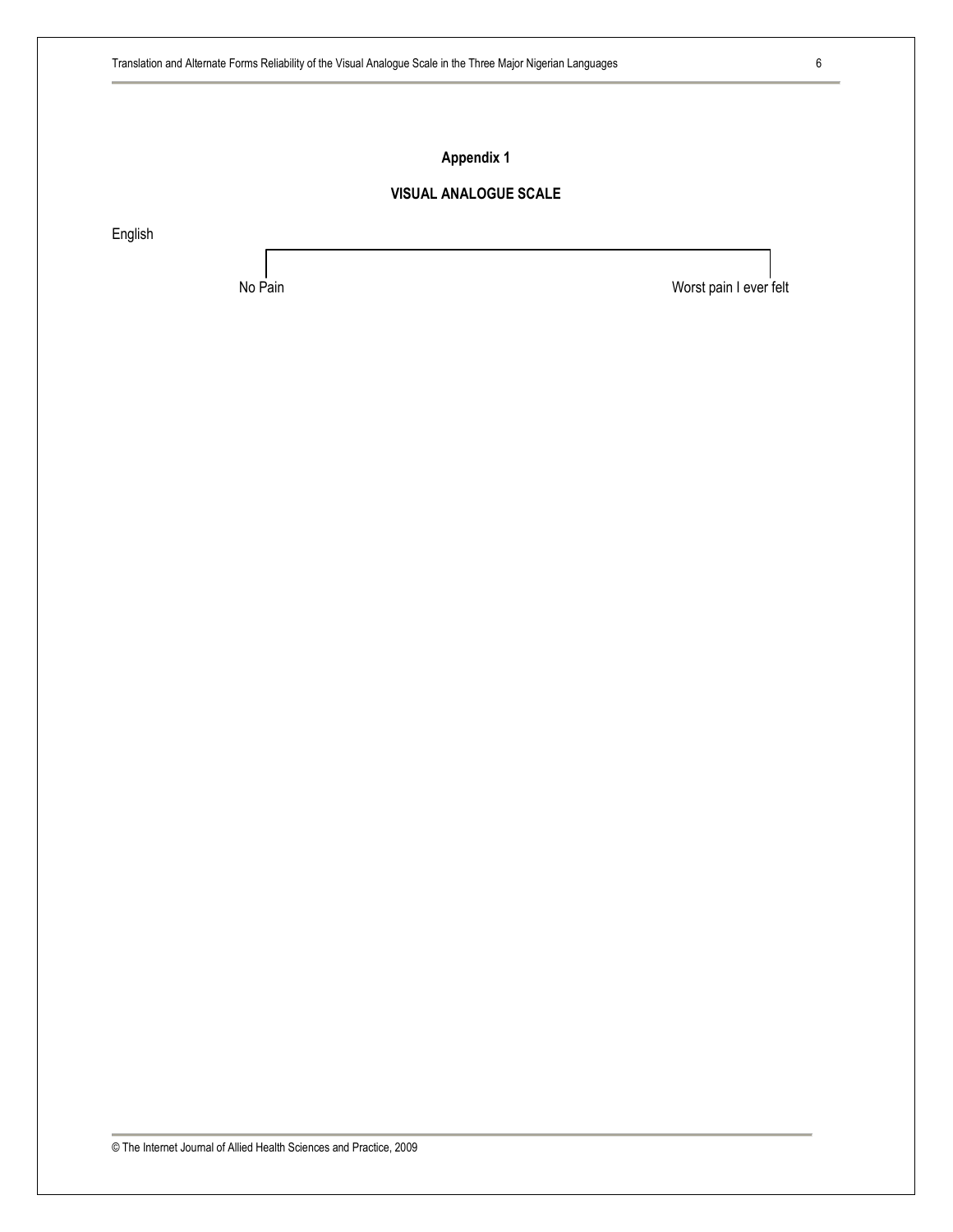## Appendix 1

## VISUAL ANALOGUE SCALE

English

No Pain                                                                                    Worst pain I ever felt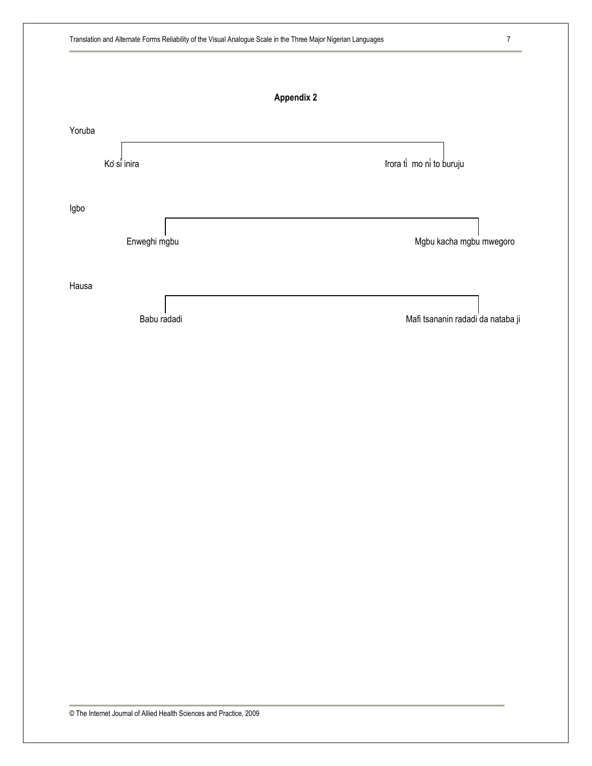## Appendix 2

Yoruba

Kò sí inira                                                                                                        Irora tí mo ní to buruju

Igbo

Enweghi mgbu                                                                                                        Mgbu kacha mgbu mwegoro

Hausa

Babu radadi                                                                                                        Mafi tsananin radadi da nataba ji